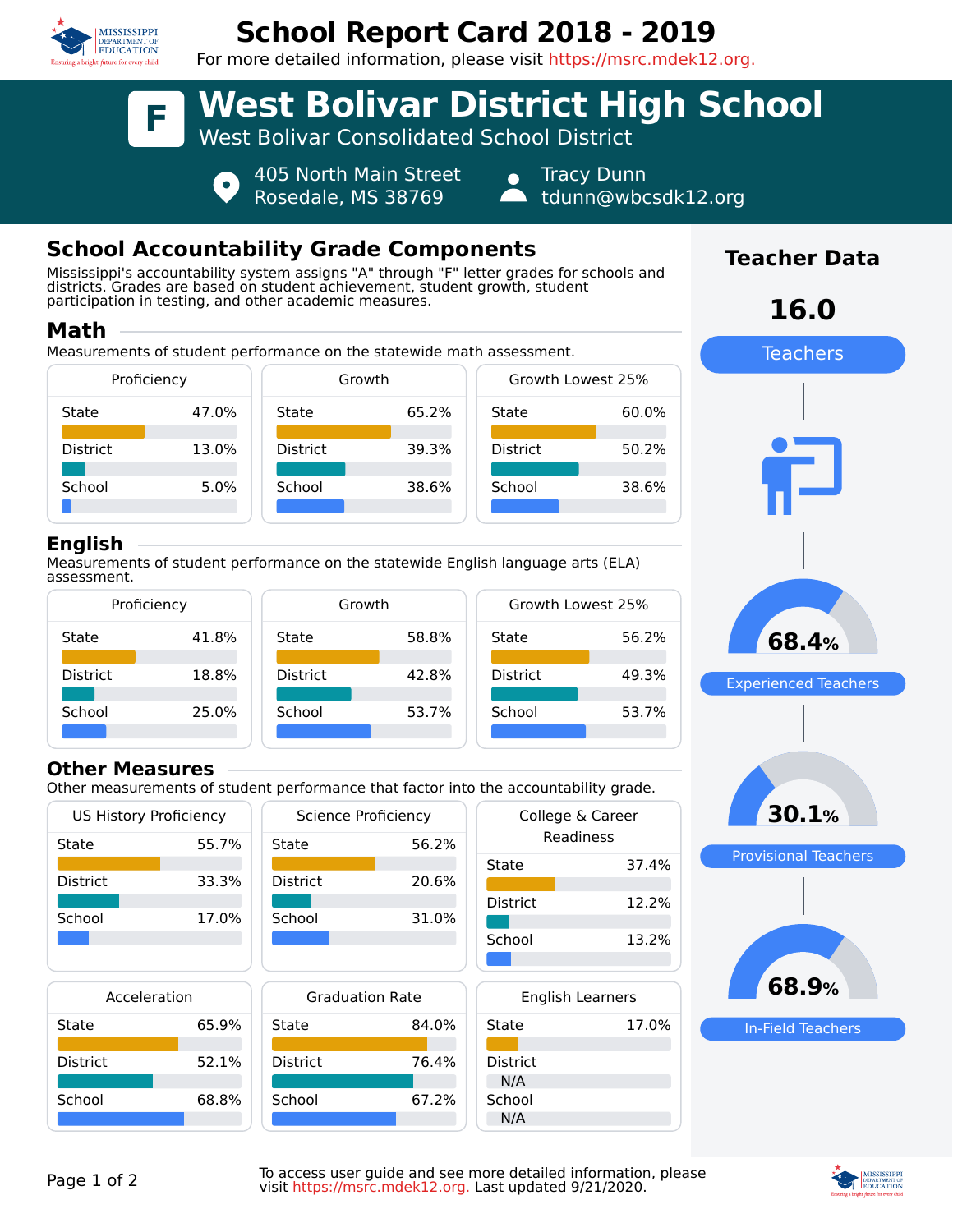# School Report Card 2018 - 2019

For more detailed information, please visit https://msrc.mdek12.org.

## F West Bolivar District High School

West Bolivar Consolidated School District

405 North Main Street
Rosedale, MS 38769

Tracy Dunn
tdunn@wbcsdk12.org

## School Accountability Grade Components

Mississippi's accountability system assigns "A" through "F" letter grades for schools and districts. Grades are based on student achievement, student growth, student participation in testing, and other academic measures.

### Math

Measurements of student performance on the statewide math assessment.

| | Proficiency | Growth | Growth Lowest 25% |
|---|---|---|---|
| State | 47.0% | 65.2% | 60.0% |
| District | 13.0% | 39.3% | 50.2% |
| School | 5.0% | 38.6% | 38.6% |

### English

Measurements of student performance on the statewide English language arts (ELA) assessment.

| | Proficiency | Growth | Growth Lowest 25% |
|---|---|---|---|
| State | 41.8% | 58.8% | 56.2% |
| District | 18.8% | 42.8% | 49.3% |
| School | 25.0% | 53.7% | 53.7% |

### Other Measures

Other measurements of student performance that factor into the accountability grade.

| | US History Proficiency | Science Proficiency | College & Career Readiness |
|---|---|---|---|
| State | 55.7% | 56.2% | 37.4% |
| District | 33.3% | 20.6% | 12.2% |
| School | 17.0% | 31.0% | 13.2% |

| | Acceleration | Graduation Rate | English Learners |
|---|---|---|---|
| State | 65.9% | 84.0% | 17.0% |
| District | 52.1% | 76.4% | N/A |
| School | 68.8% | 67.2% | N/A |

## Teacher Data

**16.0** Teachers

**68.4%** Experienced Teachers

**30.1%** Provisional Teachers

**68.9%** In-Field Teachers

To access user guide and see more detailed information, please visit https://msrc.mdek12.org. Last updated 9/21/2020.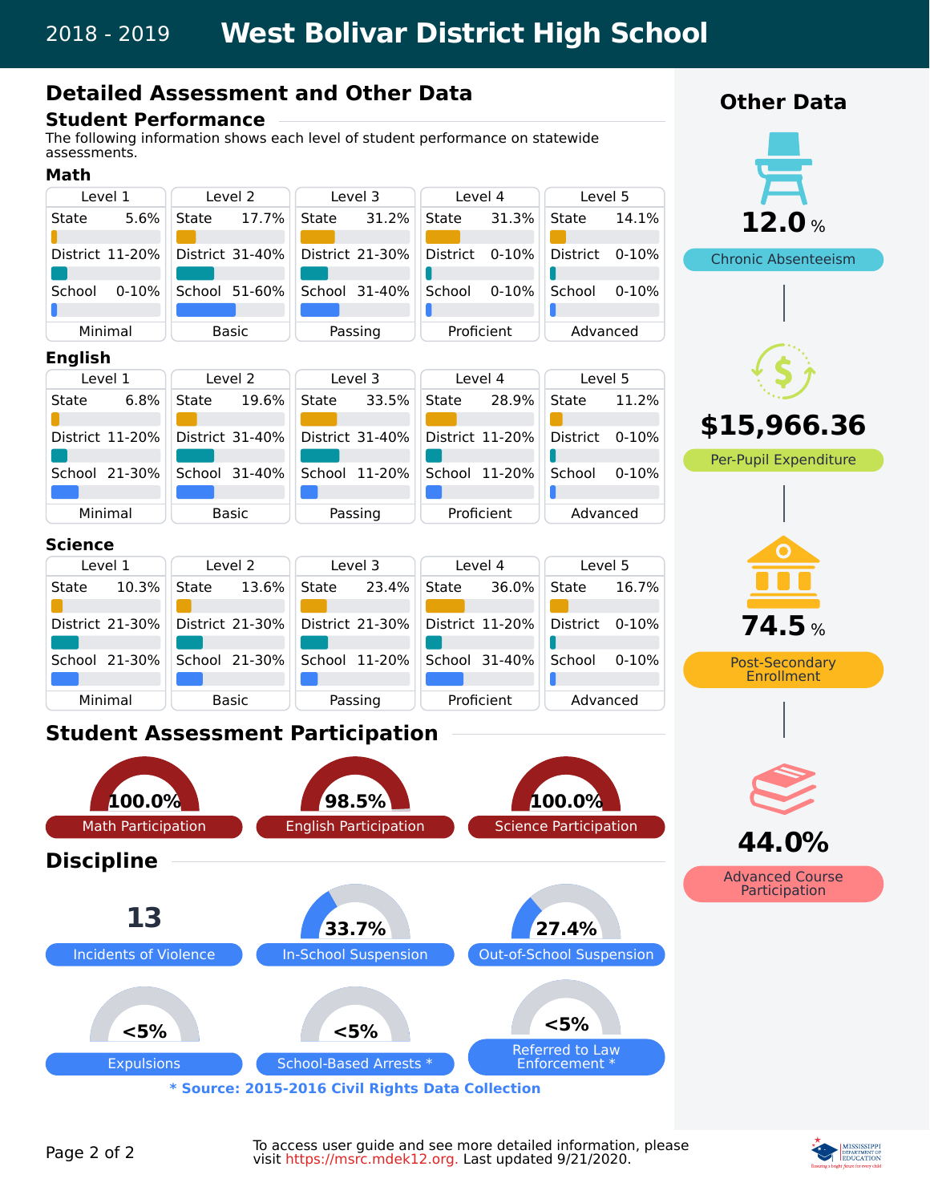# 2018 - 2019 West Bolivar District High School

## Detailed Assessment and Other Data

### Student Performance

The following information shows each level of student performance on statewide assessments.

**Math**

| | Level 1 | Level 2 | Level 3 | Level 4 | Level 5 |
|---|---|---|---|---|---|
| State | 5.6% | 17.7% | 31.2% | 31.3% | 14.1% |
| District | 11-20% | 31-40% | 21-30% | 0-10% | 0-10% |
| School | 0-10% | 51-60% | 31-40% | 0-10% | 0-10% |
| | Minimal | Basic | Passing | Proficient | Advanced |

**English**

| | Level 1 | Level 2 | Level 3 | Level 4 | Level 5 |
|---|---|---|---|---|---|
| State | 6.8% | 19.6% | 33.5% | 28.9% | 11.2% |
| District | 11-20% | 31-40% | 31-40% | 11-20% | 0-10% |
| School | 21-30% | 31-40% | 11-20% | 11-20% | 0-10% |
| | Minimal | Basic | Passing | Proficient | Advanced |

**Science**

| | Level 1 | Level 2 | Level 3 | Level 4 | Level 5 |
|---|---|---|---|---|---|
| State | 10.3% | 13.6% | 23.4% | 36.0% | 16.7% |
| District | 21-30% | 21-30% | 21-30% | 11-20% | 0-10% |
| School | 21-30% | 21-30% | 11-20% | 31-40% | 0-10% |
| | Minimal | Basic | Passing | Proficient | Advanced |

### Student Assessment Participation

100.0%
Math Participation

98.5%
English Participation

100.0%
Science Participation

### Discipline

13
Incidents of Violence

33.7%
In-School Suspension

27.4%
Out-of-School Suspension

<5%
Expulsions

<5%
School-Based Arrests *

<5%
Referred to Law Enforcement *

*** Source: 2015-2016 Civil Rights Data Collection**

## Other Data

12.0 %
Chronic Absenteeism

$15,966.36
Per-Pupil Expenditure

74.5 %
Post-Secondary Enrollment

44.0%
Advanced Course Participation

To access user guide and see more detailed information, please visit https://msrc.mdek12.org. Last updated 9/21/2020.